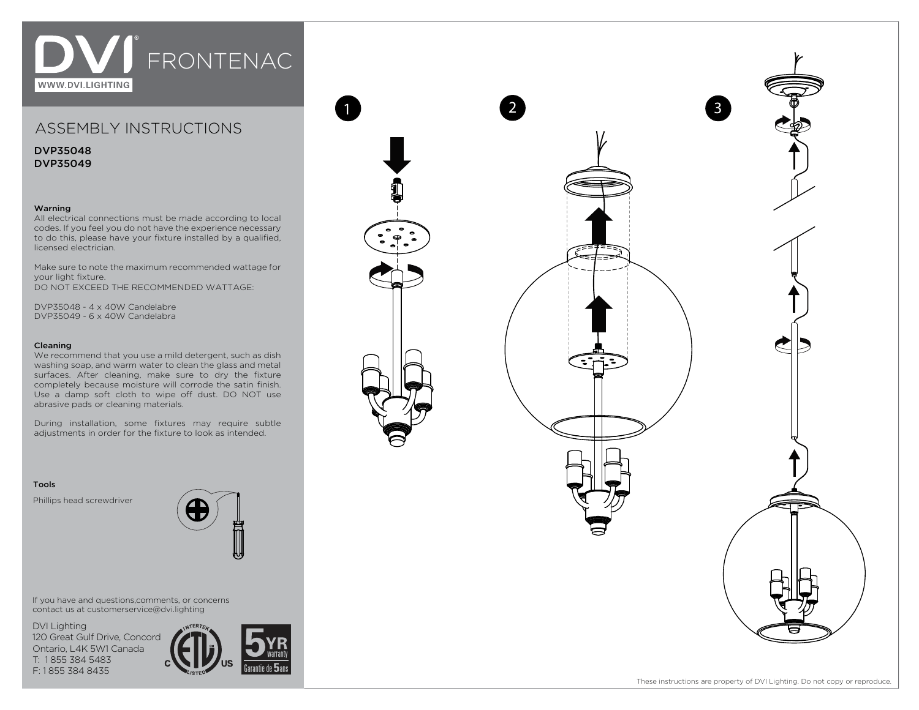# DVI® FRONTENAC

WWW.DVI.LIGHTING

## ASSEMBLY INSTRUCTIONS

DVP35048
DVP35049

**Warning**
All electrical connections must be made according to local codes. If you feel you do not have the experience necessary to do this, please have your fixture installed by a qualified, licensed electrician.

Make sure to note the maximum recommended wattage for your light fixture.
DO NOT EXCEED THE RECOMMENDED WATTAGE:

DVP35048 - 4 x 40W Candelabre
DVP35049 - 6 x 40W Candelabra

**Cleaning**
We recommend that you use a mild detergent, such as dish washing soap, and warm water to clean the glass and metal surfaces. After cleaning, make sure to dry the fixture completely because moisture will corrode the satin finish. Use a damp soft cloth to wipe off dust. DO NOT use abrasive pads or cleaning materials.

During installation, some fixtures may require subtle adjustments in order for the fixture to look as intended.

**Tools**

Phillips head screwdriver

If you have and questions,comments, or concerns contact us at customerservice@dvi.lighting

DVI Lighting
120 Great Gulf Drive, Concord
Ontario, L4K 5W1 Canada
T: 1 855 384 5483
F: 1 855 384 8435

5YR warranty
Garantie de 5ans

1

2

3

These instructions are property of DVI Lighting. Do not copy or reproduce.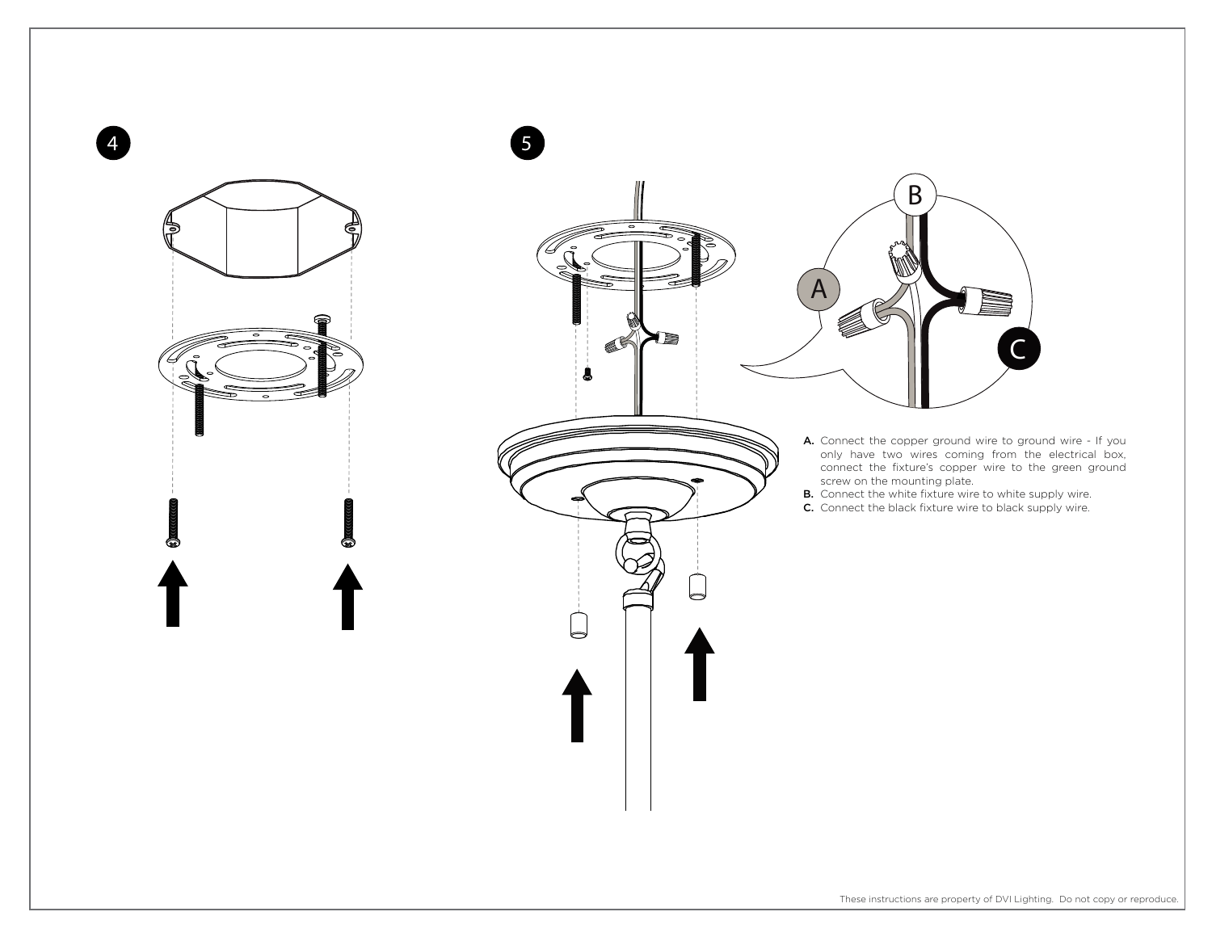4

5

A. Connect the copper ground wire to ground wire - If you only have two wires coming from the electrical box, connect the fixture's copper wire to the green ground screw on the mounting plate.
B. Connect the white fixture wire to white supply wire.
C. Connect the black fixture wire to black supply wire.

These instructions are property of DVI Lighting. Do not copy or reproduce.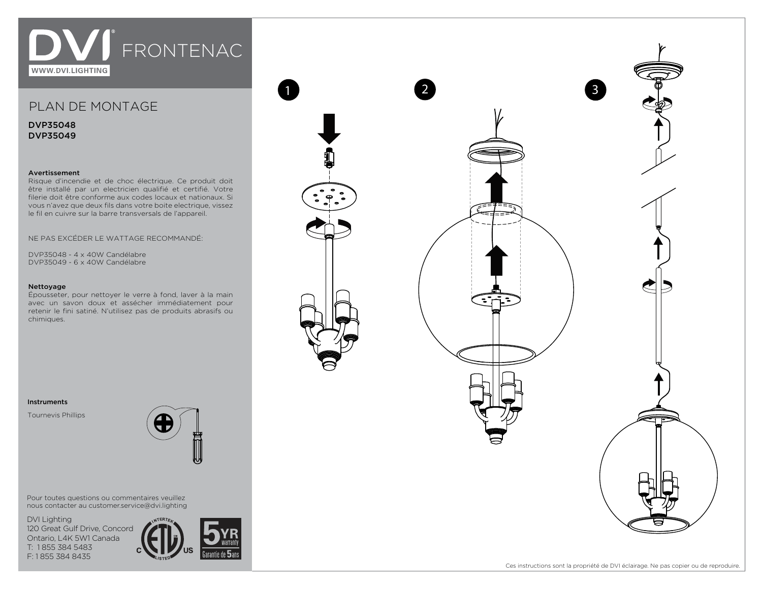DVI FRONTENAC

WWW.DVI.LIGHTING

# PLAN DE MONTAGE

**DVP35048**
**DVP35049**

**Avertissement**
Risque d'incendie et de choc électrique. Ce produit doit être installé par un electricien qualifié et certifié. Votre filerie doit être conforme aux codes locaux et nationaux. Si vous n'avez que deux fils dans votre boite electrique, vissez le fil en cuivre sur la barre transversals de l'appareil.

NE PAS EXCÉDER LE WATTAGE RECOMMANDÉ:

DVP35048 - 4 x 40W Candélabre
DVP35049 - 6 x 40W Candélabre

**Nettoyage**
Épousseter, pour nettoyer le verre à fond, laver à la main avec un savon doux et assécher immédiatement pour retenir le fini satiné. N'utilisez pas de produits abrasifs ou chimiques.

**Instruments**

Tournevis Phillips

Pour toutes questions ou commentaires veuillez nous contacter au customer.service@dvi.lighting

DVI Lighting
120 Great Gulf Drive, Concord
Ontario, L4K 5W1 Canada
T: 1 855 384 5483
F: 1 855 384 8435

5YR warranty
Garantie de 5 ans

1

2

3

Ces instructions sont la propriété de DVI éclairage. Ne pas copier ou de reproduire.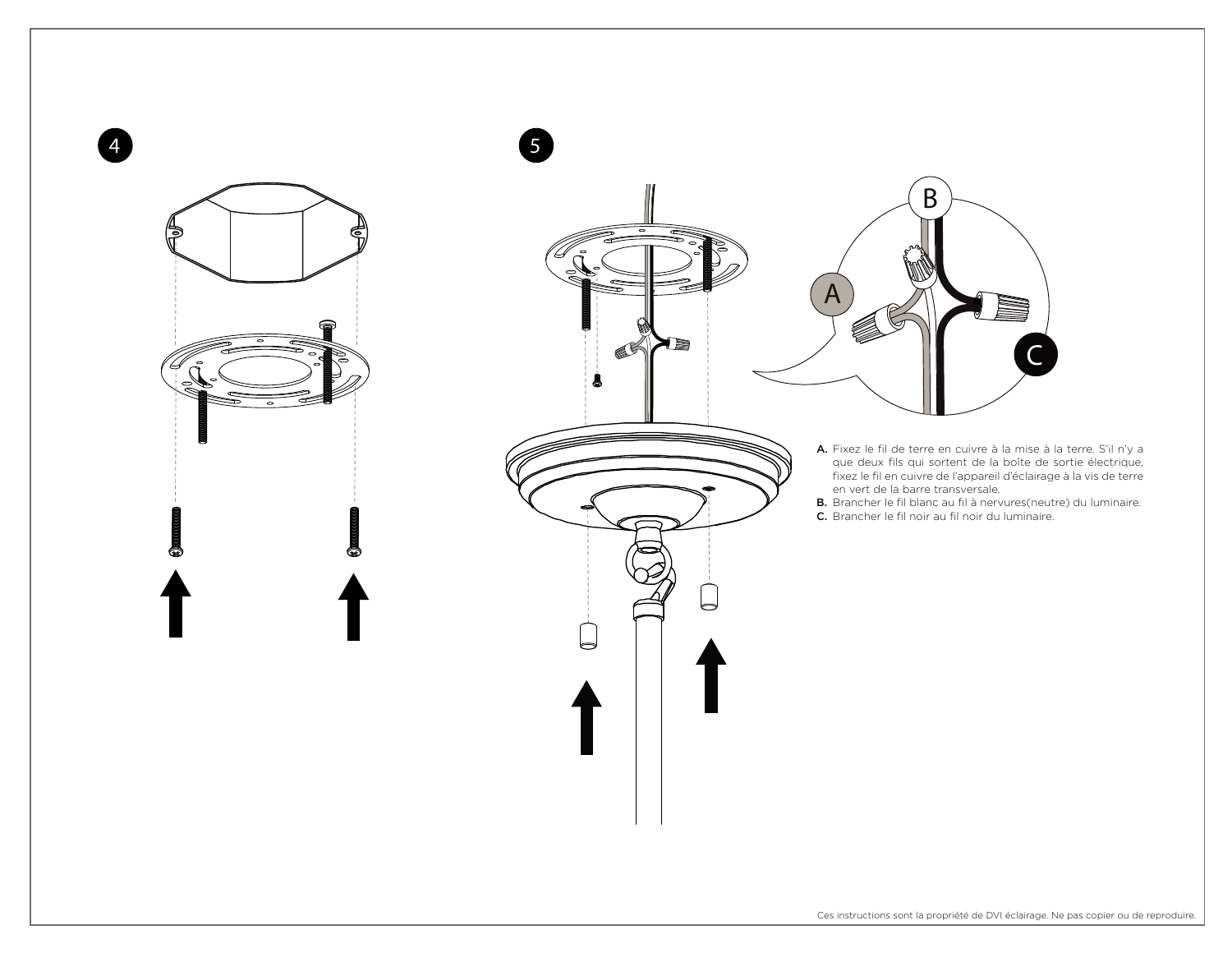4

5

B

A

C

**A.** Fixez le fil de terre en cuivre à la mise à la terre. S'il n'y a que deux fils qui sortent de la boîte de sortie électrique, fixez le fil en cuivre de l'appareil d'éclairage à la vis de terre en vert de la barre transversale.
**B.** Brancher le fil blanc au fil à nervures(neutre) du luminaire.
**C.** Brancher le fil noir au fil noir du luminaire.

Ces instructions sont la propriété de DVI éclairage. Ne pas copier ou de reproduire.